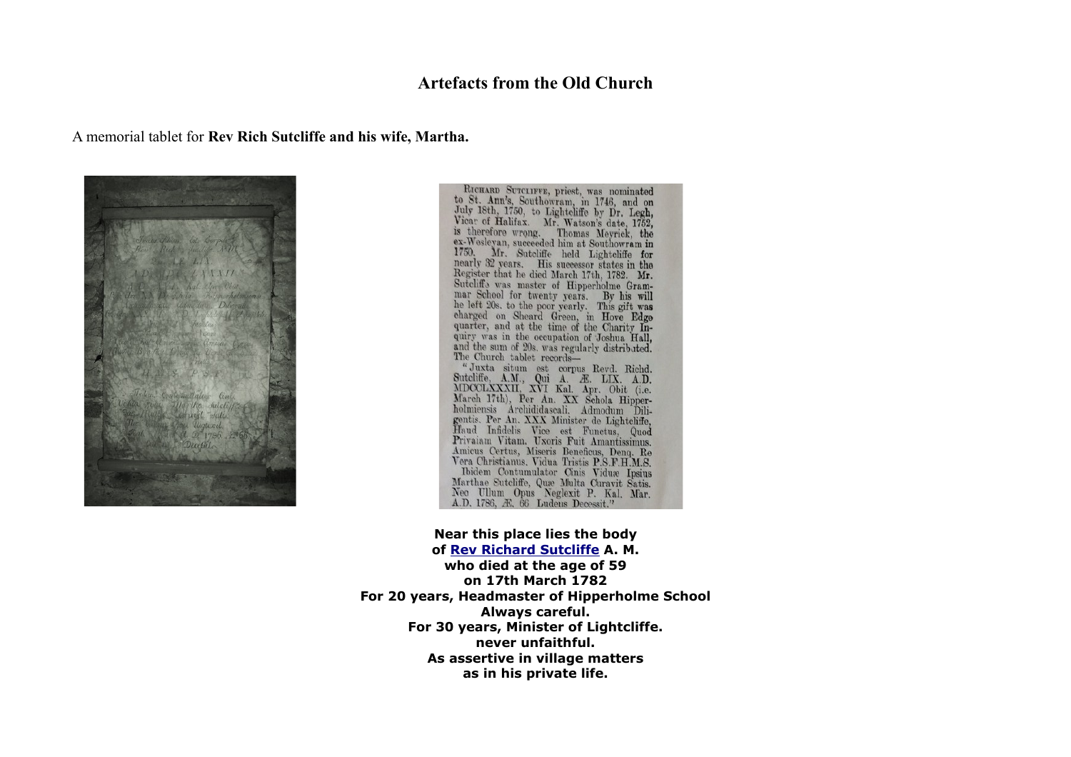## Artefacts from the Old Church

A memorial tablet for **Rev Rich Sutcliffe and his wife, Martha.**

RICHARD SUTCLIFFE, priest, was nominated to St. Ann's, Southowram, in 1746, and on July 18th, 1750, to Lightcliffe by Dr. Legh, Vicar of Halifax. Mr. Watson's date, 1752, is therefore wrong. Thomas Meyrick, the ex-Wesleyan, succeeded him at Southowram in 1750. Mr. Sutcliffe held Lightcliffe for nearly 32 years. His successor states in the Register that he died March 17th, 1782. Mr. Sutcliffe was master of Hipperholme Grammar School for twenty years. By his will he left 20s. to the poor yearly. This gift was charged on Sheard Green, in Hove Edge quarter, and at the time of the Charity Inquiry was in the occupation of Joshua Hall, and the sum of 20s. was regularly distributed. The Church tablet records—

"Juxta situm est corpus Revd. Richd. Sutcliffe, A.M., Qui A. Æ. LIX. A.D. MDCCLXXXII, XVI Kal. Apr. Obit (i.e. March 17th), Per An. XX Schola Hipperholmiensis Archididascali. Admodum Diligentis. Per An. XXX Minister de Lightcliffe, Haud Infidelis Vice est Functus, Quod Privatam Vitam. Uxoris Fuit Amantissimus. Amicus Certus, Miseris Beneficus, Denq. Re Vera Christianus. Vidua Tristis P.S.F.H.M.S.

Ibidem Contumulator Cinis Viduæ Ipsius Marthae Sutcliffe, Quæ Multa Curavit Satis. Nec Ullum Opus Neglexit P. Kal. Mar. A.D. 1786, Æ. 66 Ludeus Decessit."

**Near this place lies the body**
**of Rev Richard Sutcliffe A. M.**
**who died at the age of 59**
**on 17th March 1782**
**For 20 years, Headmaster of Hipperholme School**
**Always careful.**
**For 30 years, Minister of Lightcliffe.**
**never unfaithful.**
**As assertive in village matters**
**as in his private life.**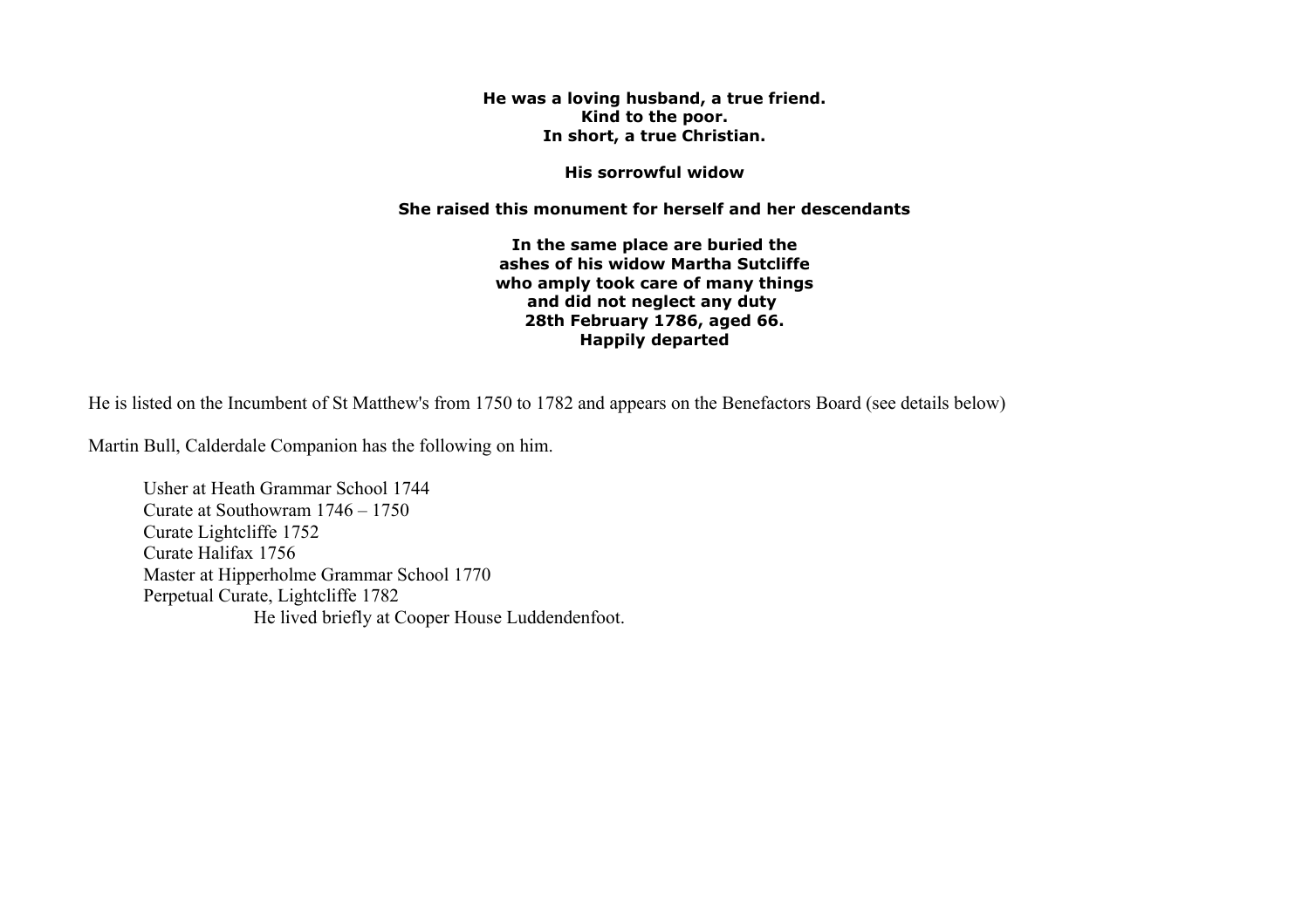**He was a loving husband, a true friend.**
**Kind to the poor.**
**In short, a true Christian.**

**His sorrowful widow**

**She raised this monument for herself and her descendants**

**In the same place are buried the**
**ashes of his widow Martha Sutcliffe**
**who amply took care of many things**
**and did not neglect any duty**
**28th February 1786, aged 66.**
**Happily departed**

He is listed on the Incumbent of St Matthew's from 1750 to 1782 and appears on the Benefactors Board (see details below)

Martin Bull, Calderdale Companion has the following on him.

> Usher at Heath Grammar School 1744
> Curate at Southowram 1746 – 1750
> Curate Lightcliffe 1752
> Curate Halifax 1756
> Master at Hipperholme Grammar School 1770
> Perpetual Curate, Lightcliffe 1782
> He lived briefly at Cooper House Luddendenfoot.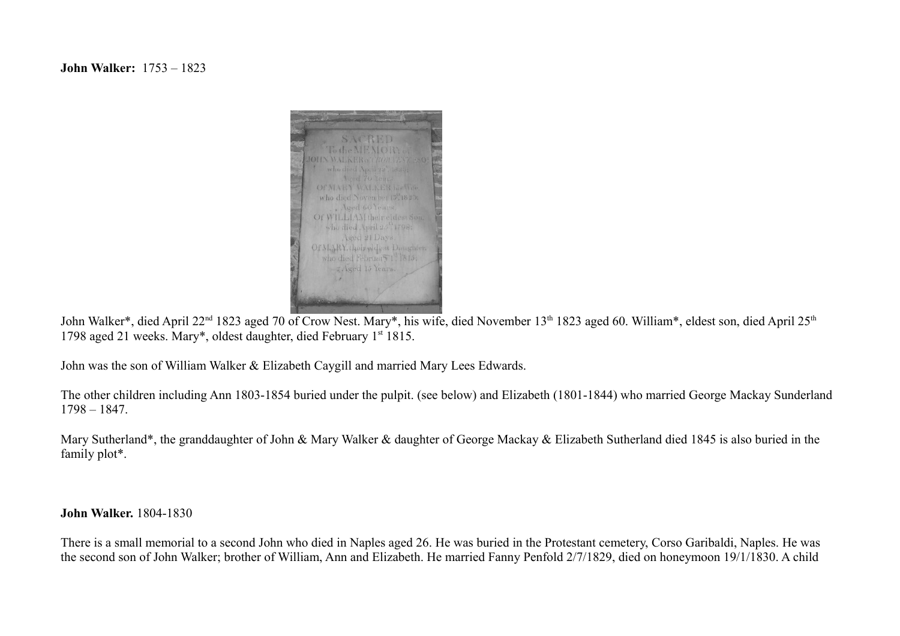**John Walker:** 1753 – 1823

John Walker*, died April 22nd 1823 aged 70 of Crow Nest. Mary*, his wife, died November 13th 1823 aged 60. William*, eldest son, died April 25th 1798 aged 21 weeks. Mary*, oldest daughter, died February 1st 1815.

John was the son of William Walker & Elizabeth Caygill and married Mary Lees Edwards.

The other children including Ann 1803-1854 buried under the pulpit. (see below) and Elizabeth (1801-1844) who married George Mackay Sunderland 1798 – 1847.

Mary Sutherland*, the granddaughter of John & Mary Walker & daughter of George Mackay & Elizabeth Sutherland died 1845 is also buried in the family plot*.

**John Walker.** 1804-1830

There is a small memorial to a second John who died in Naples aged 26. He was buried in the Protestant cemetery, Corso Garibaldi, Naples. He was the second son of John Walker; brother of William, Ann and Elizabeth. He married Fanny Penfold 2/7/1829, died on honeymoon 19/1/1830. A child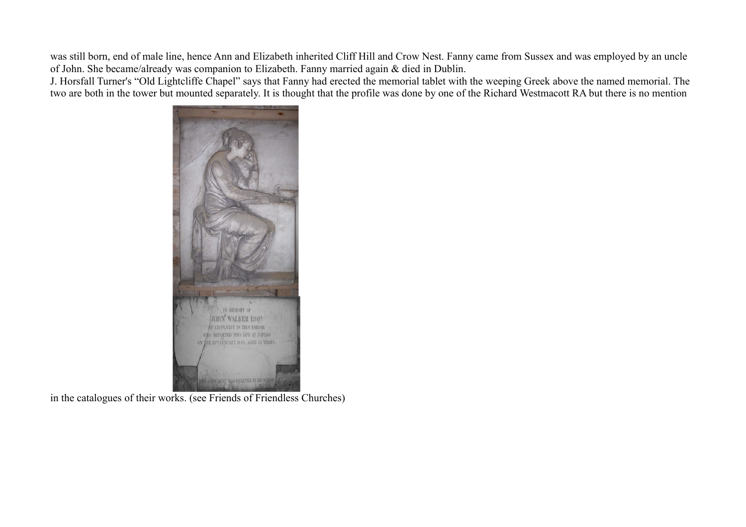was still born, end of male line, hence Ann and Elizabeth inherited Cliff Hill and Crow Nest. Fanny came from Sussex and was employed by an uncle of John. She became/already was companion to Elizabeth. Fanny married again & died in Dublin.

J. Horsfall Turner's "Old Lightcliffe Chapel" says that Fanny had erected the memorial tablet with the weeping Greek above the named memorial. The two are both in the tower but mounted separately. It is thought that the profile was done by one of the Richard Westmacott RA but there is no mention in the catalogues of their works. (see Friends of Friendless Churches)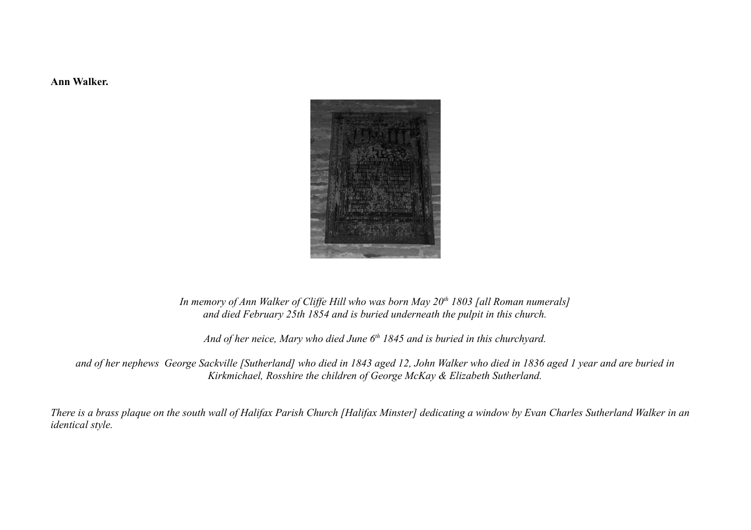**Ann Walker.**

*In memory of Ann Walker of Cliffe Hill who was born May 20th 1803 [all Roman numerals] and died February 25th 1854 and is buried underneath the pulpit in this church.*

*And of her neice, Mary who died June 6th 1845 and is buried in this churchyard.*

*and of her nephews George Sackville [Sutherland] who died in 1843 aged 12, John Walker who died in 1836 aged 1 year and are buried in Kirkmichael, Rosshire the children of George McKay & Elizabeth Sutherland.*

*There is a brass plaque on the south wall of Halifax Parish Church [Halifax Minster] dedicating a window by Evan Charles Sutherland Walker in an identical style.*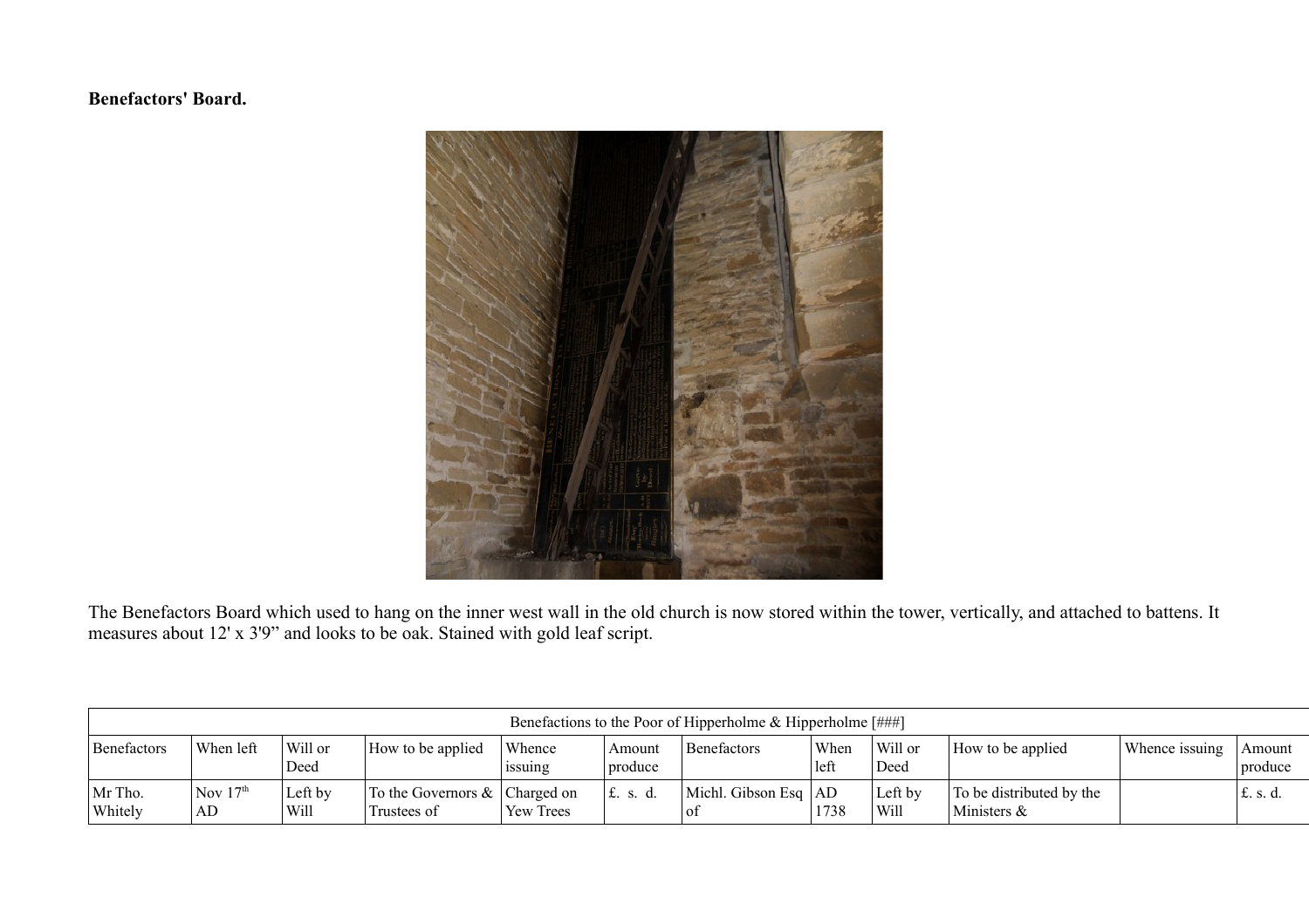**Benefactors' Board.**

The Benefactors Board which used to hang on the inner west wall in the old church is now stored within the tower, vertically, and attached to battens. It measures about 12' x 3'9" and looks to be oak. Stained with gold leaf script.

| Benefactions to the Poor of Hipperholme & Hipperholme [###] | | | | | | | | | | | |
|---|---|---|---|---|---|---|---|---|---|---|---|
| Benefactors | When left | Will or Deed | How to be applied | Whence issuing | Amount produce | Benefactors | When left | Will or Deed | How to be applied | Whence issuing | Amount produce |
| Mr Tho. Whitely | Nov 17th AD | Left by Will | To the Governors & Trustees of | Charged on Yew Trees | £. s. d. | Michl. Gibson Esq of | AD 1738 | Left by Will | To be distributed by the Ministers & | | £. s. d. |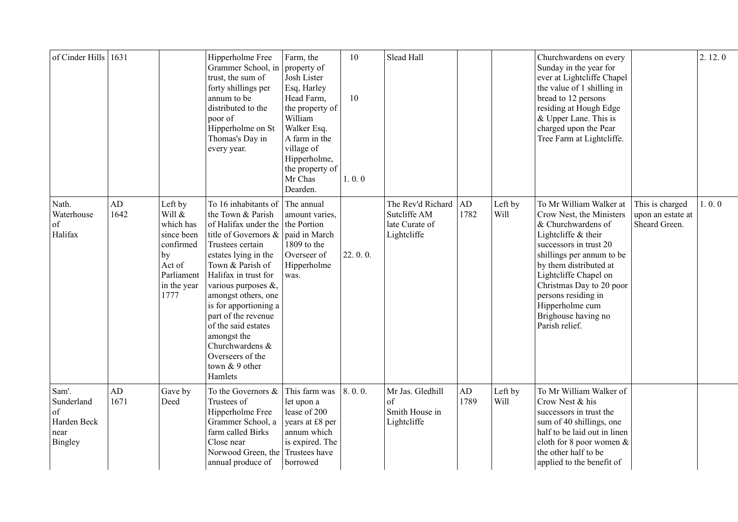| | | | | | | | | | | | | |
|---|---|---|---|---|---|---|---|---|---|---|---|---|
| of Cinder Hills | 1631 | | Hipperholme Free Grammer School, in trust, the sum of forty shillings per annum to be distributed to the poor of Hipperholme on St Thomas's Day in every year. | Farm, the property of Josh Lister Esq, Harley Head Farm, the property of William Walker Esq. A farm in the village of Hipperholme, the property of Mr Chas Dearden. | 10<br><br>10<br><br>1. 0. 0 | Slead Hall | | | Churchwardens on every Sunday in the year for ever at Lightcliffe Chapel the value of 1 shilling in bread to 12 persons residing at Hough Edge & Upper Lane. This is charged upon the Pear Tree Farm at Lightcliffe. | | 2. 12. 0 |
| Nath. Waterhouse of Halifax | AD 1642 | Left by Will & which has since been confirmed by Act of Parliament in the year 1777 | To 16 inhabitants of the Town & Parish of Halifax under the title of Governors & Trustees certain estates lying in the Town & Parish of Halifax in trust for various purposes &, amongst others, one is for apportioning a part of the revenue of the said estates amongst the Churchwardens & Overseers of the town & 9 other Hamlets | The annual amount varies, the Portion paid in March 1809 to the Overseer of Hipperholme was. | 22. 0. 0. | The Rev'd Richard Sutcliffe AM late Curate of Lightcliffe | AD 1782 | Left by Will | To Mr William Walker at Crow Nest, the Ministers & Churchwardens of Lightcliffe & their successors in trust 20 shillings per annum to be by them distributed at Lightcliffe Chapel on Christmas Day to 20 poor persons residing in Hipperholme cum Brighouse having no Parish relief. | This is charged upon a estate at Sheard Green. | 1. 0. 0 |
| Sam'. Sunderland of Harden Beck near Bingley | AD 1671 | Gave by Deed | To the Governors & Trustees of Hipperholme Free Grammer School, a farm called Birks Close near Norwood Green, the annual produce of | This farm was let upon a lease of 200 years at £8 per annum which is expired. The Trustees have borrowed | 8. 0. 0. | Mr Jas. Gledhill of Smith House in Lightcliffe | AD 1789 | Left by Will | To Mr William Walker of Crow Nest & his successors in trust the sum of 40 shillings, one half to be laid out in linen cloth for 8 poor women & the other half to be applied to the benefit of | | |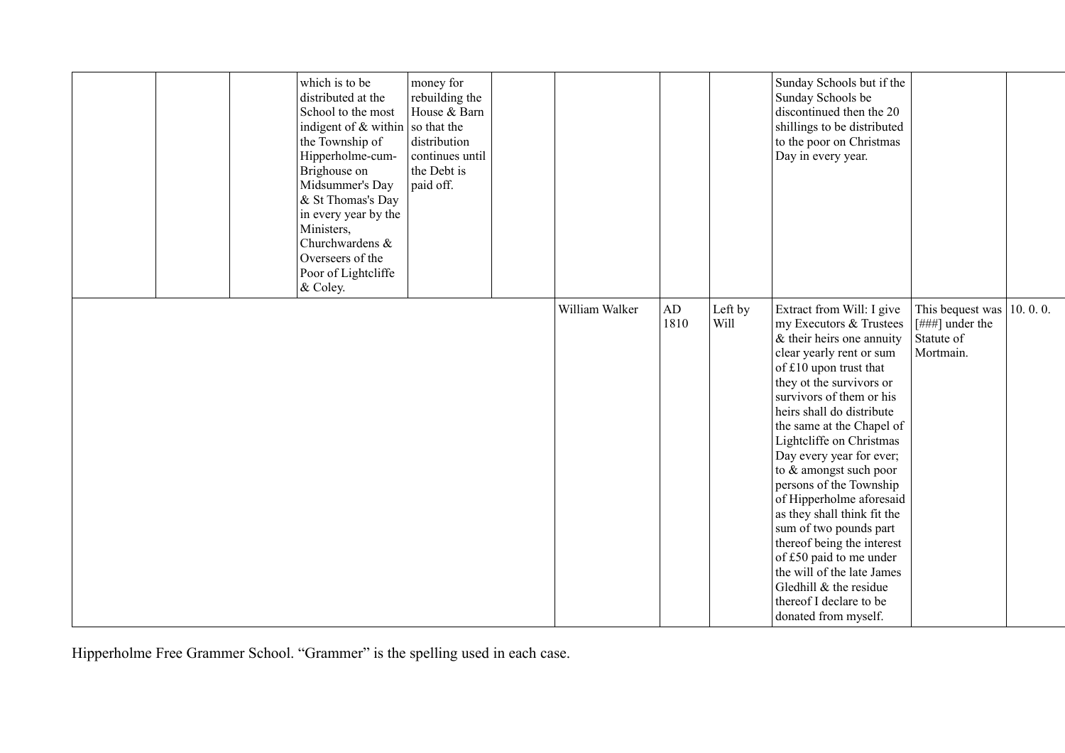| | | | | | | | | | | | |
|---|---|---|---|---|---|---|---|---|---|---|---|
| | | | which is to be distributed at the School to the most indigent of & within the Township of Hipperholme-cum-Brighouse on Midsummer's Day & St Thomas's Day in every year by the Ministers, Churchwardens & Overseers of the Poor of Lightcliffe & Coley. | money for rebuilding the House & Barn so that the distribution continues until the Debt is paid off. | | | | | Sunday Schools but if the Sunday Schools be discontinued then the 20 shillings to be distributed to the poor on Christmas Day in every year. | | |
| | | | | | | William Walker | AD 1810 | Left by Will | Extract from Will: I give my Executors & Trustees & their heirs one annuity clear yearly rent or sum of £10 upon trust that they ot the survivors or survivors of them or his heirs shall do distribute the same at the Chapel of Lightcliffe on Christmas Day every year for ever; to & amongst such poor persons of the Township of Hipperholme aforesaid as they shall think fit the sum of two pounds part thereof being the interest of £50 paid to me under the will of the late James Gledhill & the residue thereof I declare to be donated from myself. | This bequest was [###] under the Statute of Mortmain. | 10. 0. 0. |

Hipperholme Free Grammer School. "Grammer" is the spelling used in each case.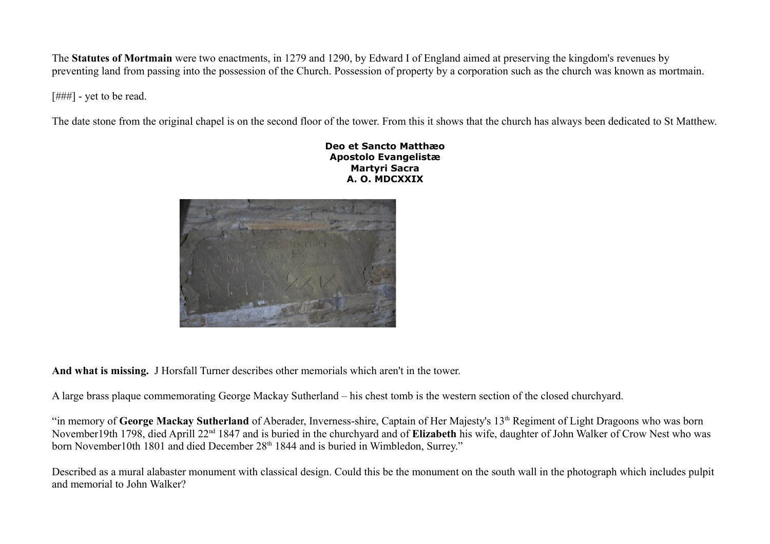The **Statutes of Mortmain** were two enactments, in 1279 and 1290, by Edward I of England aimed at preserving the kingdom's revenues by preventing land from passing into the possession of the Church. Possession of property by a corporation such as the church was known as mortmain.

[###] - yet to be read.

The date stone from the original chapel is on the second floor of the tower. From this it shows that the church has always been dedicated to St Matthew.

**Deo et Sancto Matthæo**
**Apostolo Evangelistæ**
**Martyri Sacra**
**A. O. MDCXXIX**

**And what is missing.** J Horsfall Turner describes other memorials which aren't in the tower.

A large brass plaque commemorating George Mackay Sutherland – his chest tomb is the western section of the closed churchyard.

"in memory of **George Mackay Sutherland** of Aberader, Inverness-shire, Captain of Her Majesty's 13th Regiment of Light Dragoons who was born November19th 1798, died Aprill 22nd 1847 and is buried in the churchyard and of **Elizabeth** his wife, daughter of John Walker of Crow Nest who was born November10th 1801 and died December 28th 1844 and is buried in Wimbledon, Surrey."

Described as a mural alabaster monument with classical design. Could this be the monument on the south wall in the photograph which includes pulpit and memorial to John Walker?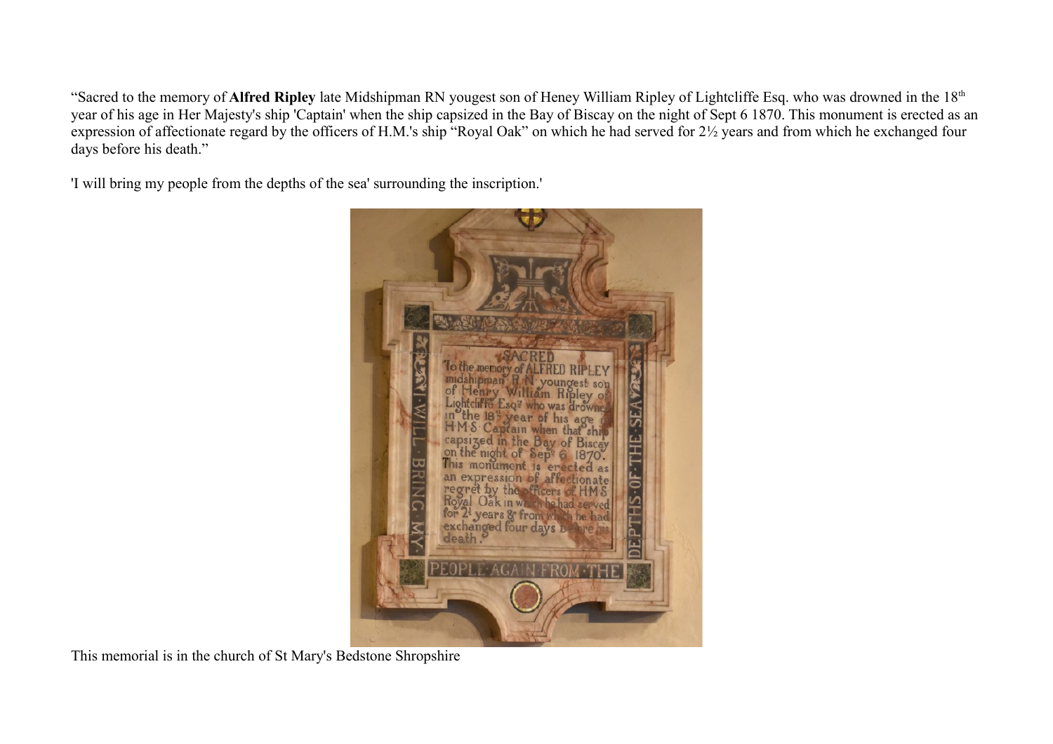"Sacred to the memory of **Alfred Ripley** late Midshipman RN yougest son of Heney William Ripley of Lightcliffe Esq. who was drowned in the 18th year of his age in Her Majesty's ship 'Captain' when the ship capsized in the Bay of Biscay on the night of Sept 6 1870. This monument is erected as an expression of affectionate regard by the officers of H.M.'s ship "Royal Oak" on which he had served for 2½ years and from which he exchanged four days before his death."

'I will bring my people from the depths of the sea' surrounding the inscription.'

This memorial is in the church of St Mary's Bedstone Shropshire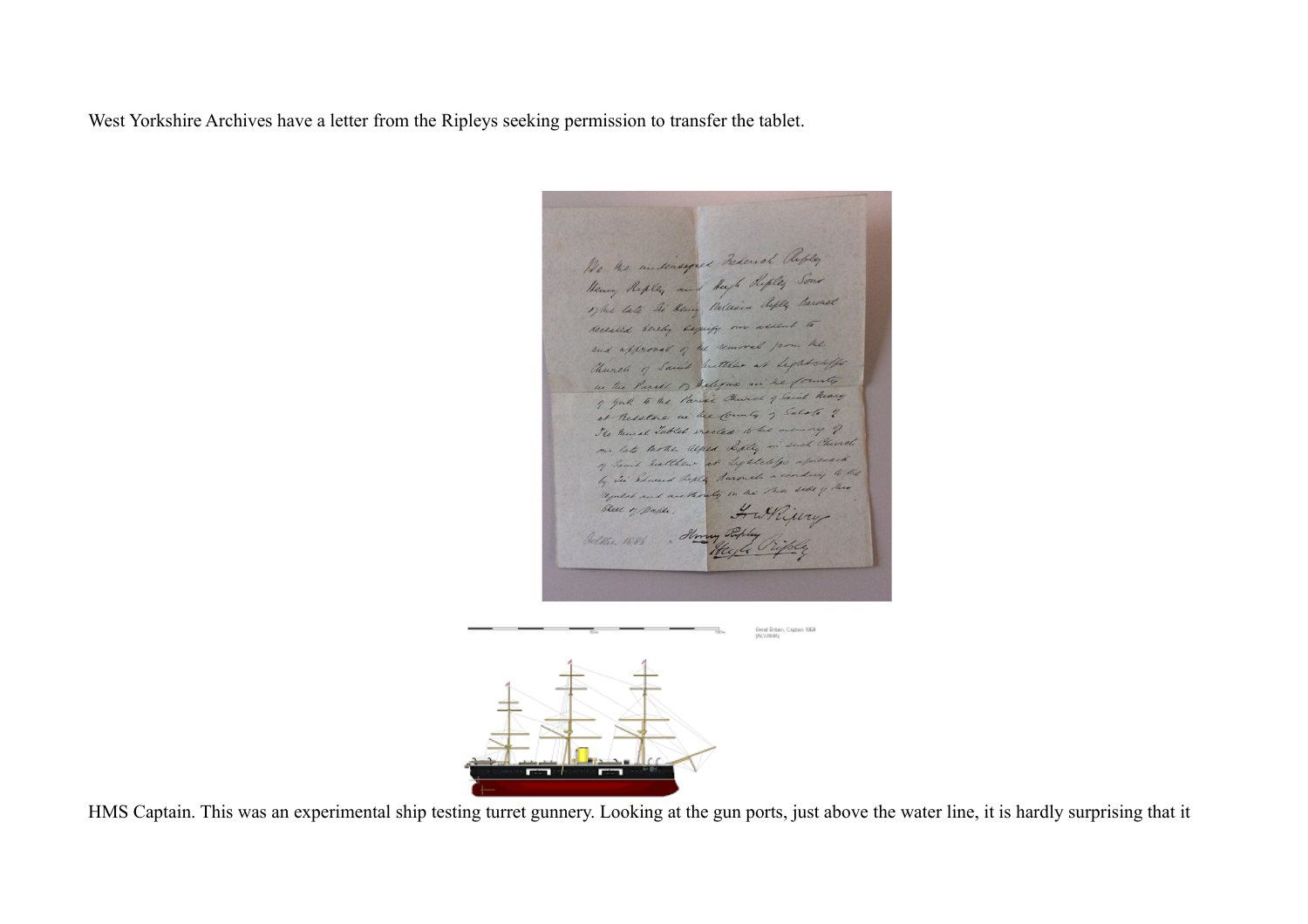West Yorkshire Archives have a letter from the Ripleys seeking permission to transfer the tablet.

HMS Captain. This was an experimental ship testing turret gunnery. Looking at the gun ports, just above the water line, it is hardly surprising that it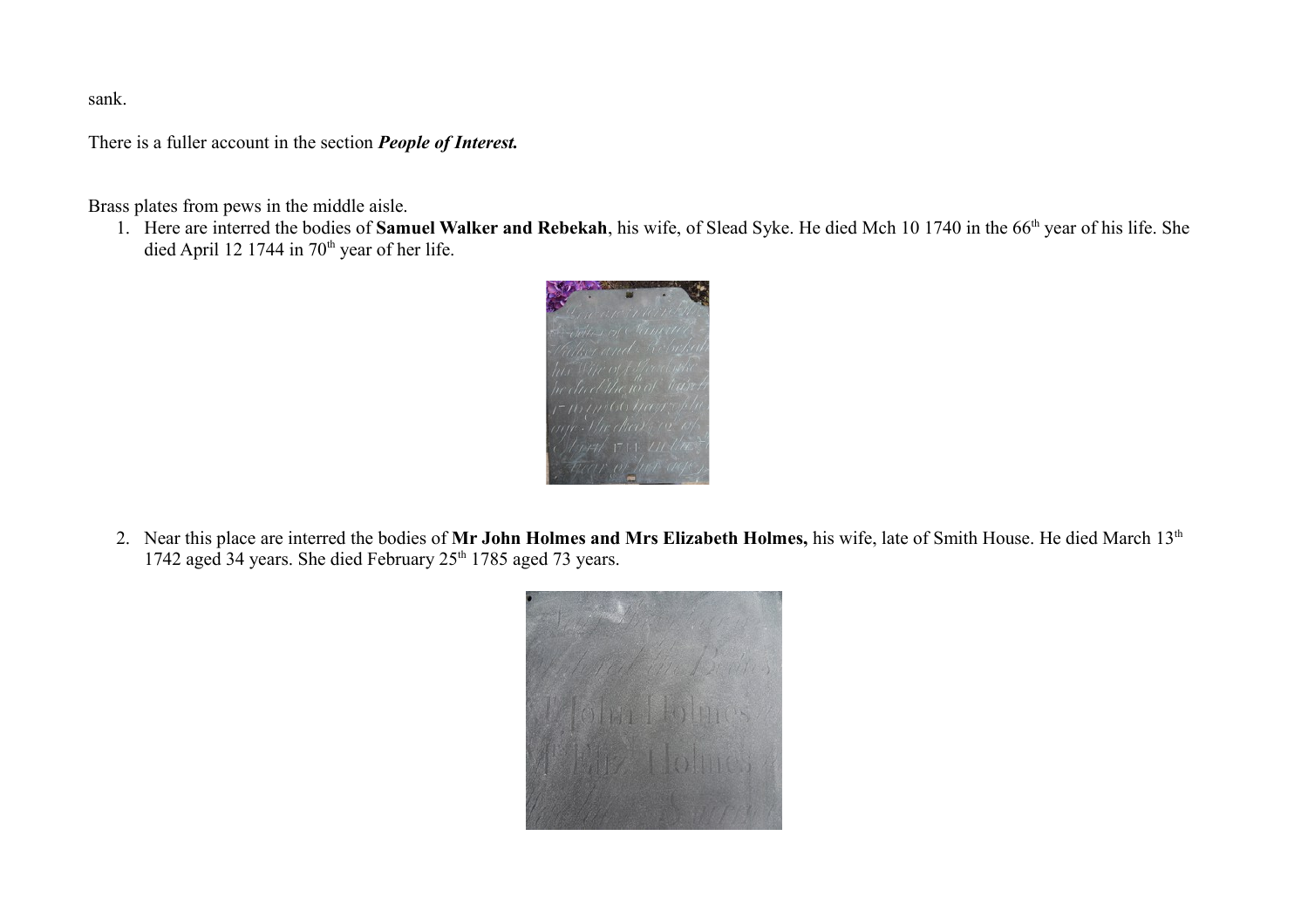sank.

There is a fuller account in the section ***People of Interest.***

Brass plates from pews in the middle aisle.

1. Here are interred the bodies of **Samuel Walker and Rebekah**, his wife, of Slead Syke. He died Mch 10 1740 in the 66th year of his life. She died April 12 1744 in 70th year of her life.

2. Near this place are interred the bodies of **Mr John Holmes and Mrs Elizabeth Holmes,** his wife, late of Smith House. He died March 13th 1742 aged 34 years. She died February 25th 1785 aged 73 years.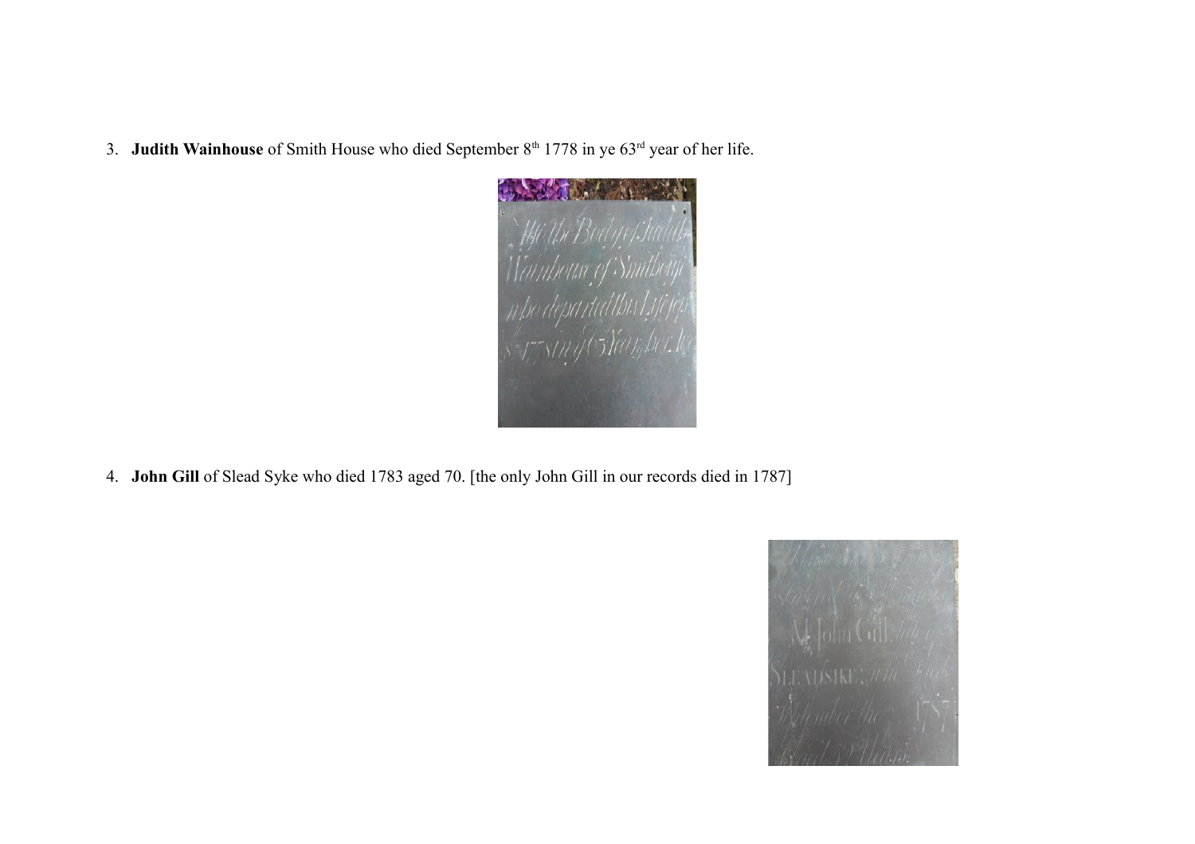3. **Judith Wainhouse** of Smith House who died September 8th 1778 in ye 63rd year of her life.

4. **John Gill** of Slead Syke who died 1783 aged 70. [the only John Gill in our records died in 1787]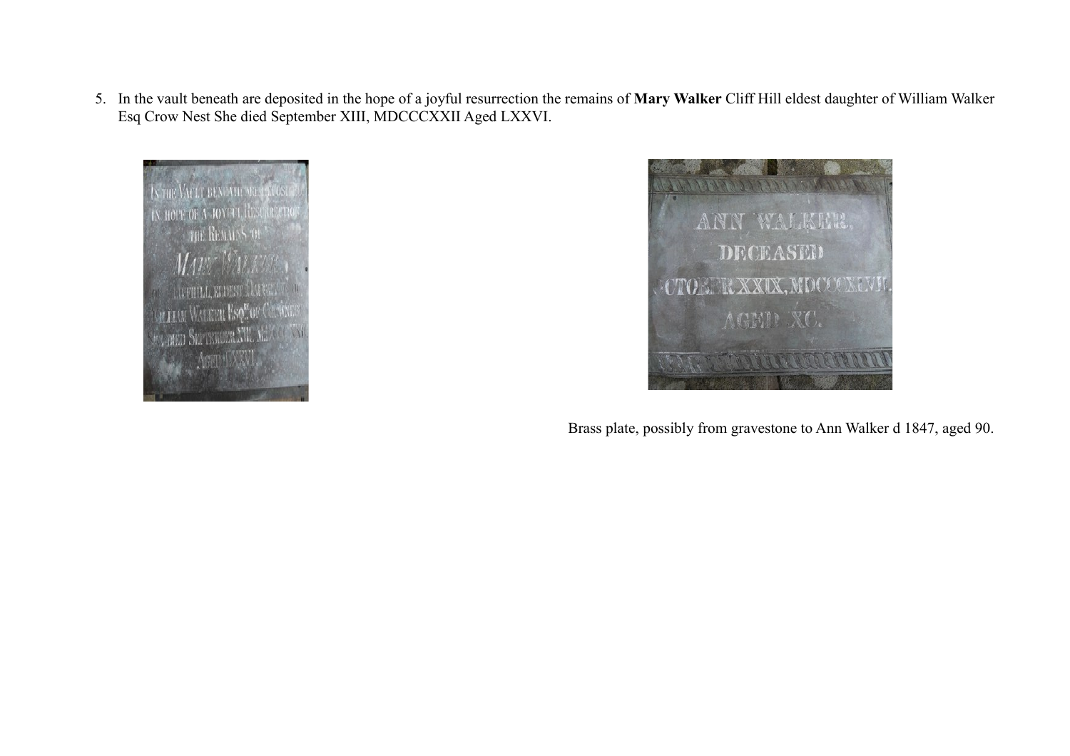5. In the vault beneath are deposited in the hope of a joyful resurrection the remains of **Mary Walker** Cliff Hill eldest daughter of William Walker Esq Crow Nest She died September XIII, MDCCCXXII Aged LXXVI.

Brass plate, possibly from gravestone to Ann Walker d 1847, aged 90.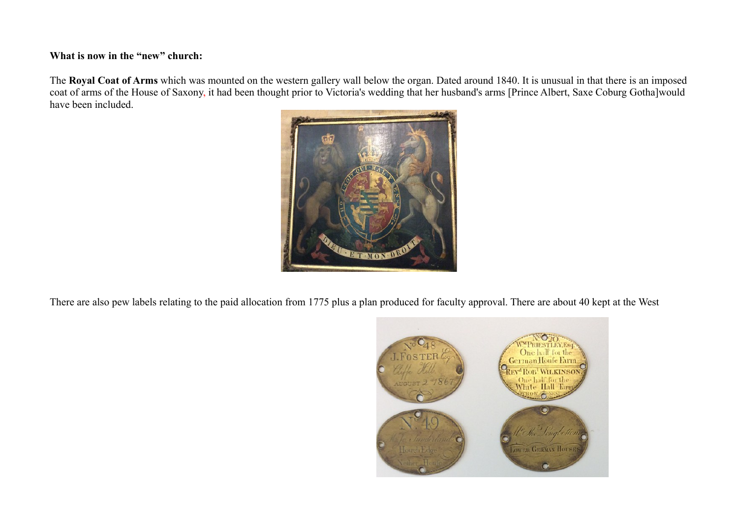**What is now in the "new" church:**

The **Royal Coat of Arms** which was mounted on the western gallery wall below the organ. Dated around 1840. It is unusual in that there is an imposed coat of arms of the House of Saxony, it had been thought prior to Victoria's wedding that her husband's arms [Prince Albert, Saxe Coburg Gotha]would have been included.

There are also pew labels relating to the paid allocation from 1775 plus a plan produced for faculty approval. There are about 40 kept at the West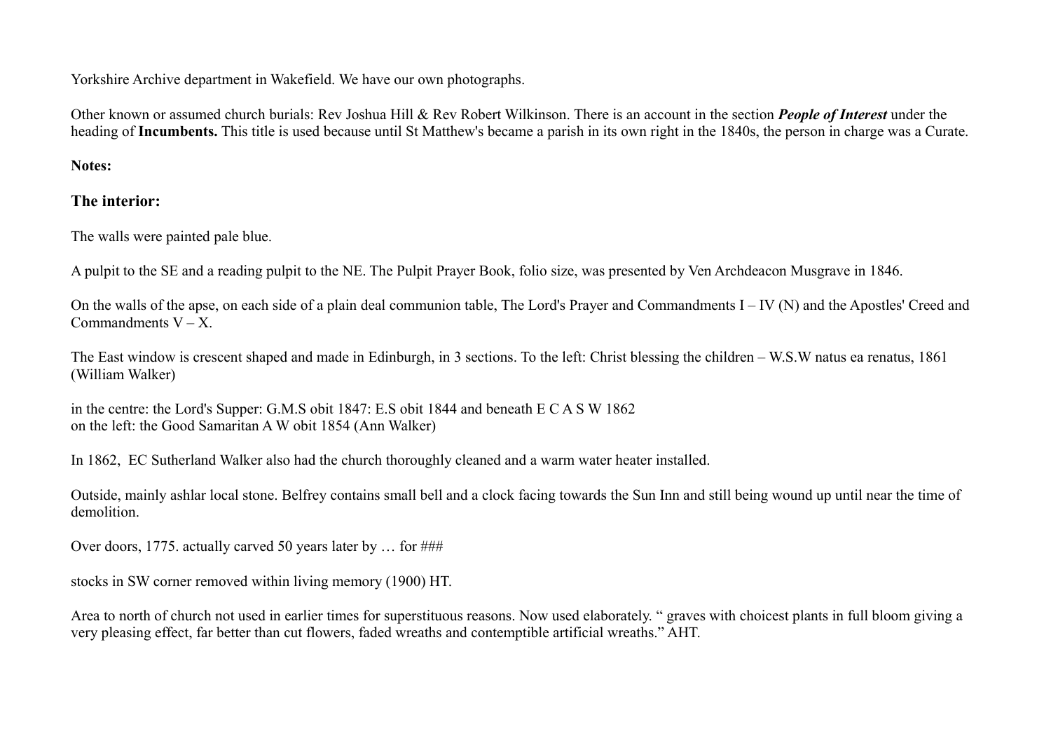Yorkshire Archive department in Wakefield. We have our own photographs.

Other known or assumed church burials: Rev Joshua Hill & Rev Robert Wilkinson. There is an account in the section ***People of Interest*** under the heading of **Incumbents.** This title is used because until St Matthew's became a parish in its own right in the 1840s, the person in charge was a Curate.

**Notes:**

## The interior:

The walls were painted pale blue.

A pulpit to the SE and a reading pulpit to the NE. The Pulpit Prayer Book, folio size, was presented by Ven Archdeacon Musgrave in 1846.

On the walls of the apse, on each side of a plain deal communion table, The Lord's Prayer and Commandments I – IV (N) and the Apostles' Creed and Commandments V – X.

The East window is crescent shaped and made in Edinburgh, in 3 sections. To the left: Christ blessing the children – W.S.W natus ea renatus, 1861 (William Walker)

in the centre: the Lord's Supper: G.M.S obit 1847: E.S obit 1844 and beneath E C A S W 1862
on the left: the Good Samaritan A W obit 1854 (Ann Walker)

In 1862, EC Sutherland Walker also had the church thoroughly cleaned and a warm water heater installed.

Outside, mainly ashlar local stone. Belfrey contains small bell and a clock facing towards the Sun Inn and still being wound up until near the time of demolition.

Over doors, 1775. actually carved 50 years later by … for ###

stocks in SW corner removed within living memory (1900) HT.

Area to north of church not used in earlier times for superstituous reasons. Now used elaborately. " graves with choicest plants in full bloom giving a very pleasing effect, far better than cut flowers, faded wreaths and contemptible artificial wreaths." AHT.